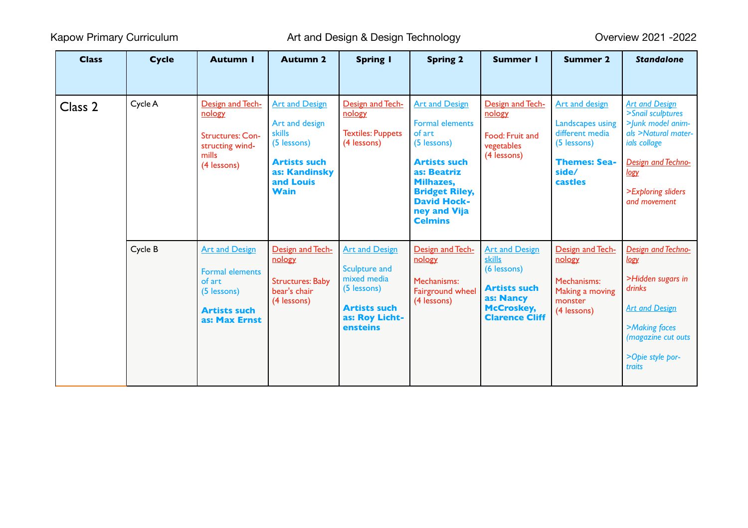Kapow Primary Curriculum | Art and Design & Design Technology | Overview 2021 -2022

| Class | Cycle | Autumn 1 | Autumn 2 | Spring 1 | Spring 2 | Summer 1 | Summer 2 | *Standalone* |
|---|---|---|---|---|---|---|---|---|
| Class 2 | Cycle A | Design and Technology<br><br>Structures: Constructing windmills<br>(4 lessons) | Art and Design<br><br>Art and design skills<br>(5 lessons)<br><br>**Artists such as: Kandinsky and Louis Wain** | Design and Technology<br><br>Textiles: Puppets<br>(4 lessons) | Art and Design<br><br>Formal elements of art<br>(5 lessons)<br><br>**Artists such as: Beatriz Milhazes, Bridget Riley, David Hockney and Vija Celmins** | Design and Technology<br><br>Food: Fruit and vegetables<br>(4 lessons) | Art and design<br><br>Landscapes using different media<br>(5 lessons)<br><br>**Themes: Seaside/ castles** | *Art and Design*<br>*>Snail sculptures*<br>*>Junk model animals >Natural materials collage*<br><br>*Design and Technology*<br><br>*>Exploring sliders and movement* |
| | Cycle B | Art and Design<br><br>Formal elements of art<br>(5 lessons)<br><br>**Artists such as: Max Ernst** | Design and Technology<br><br>Structures: Baby bear's chair<br>(4 lessons) | Art and Design<br><br>Sculpture and mixed media<br>(5 lessons)<br><br>**Artists such as: Roy Lichtensteins** | Design and Technology<br><br>Mechanisms: Fairground wheel<br>(4 lessons) | Art and Design skills<br>(6 lessons)<br><br>**Artists such as: Nancy McCroskey, Clarence Cliff** | Design and Technology<br><br>Mechanisms: Making a moving monster<br>(4 lessons) | *Design and Technology*<br><br>*>Hidden sugars in drinks*<br><br>*Art and Design*<br><br>*>Making faces (magazine cut outs*<br><br>*>Opie style portraits* |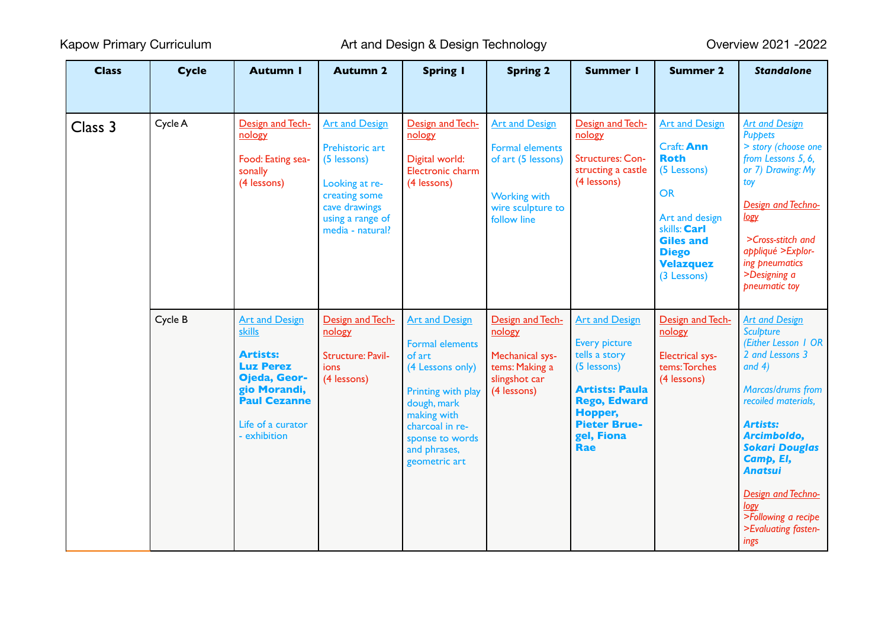Kapow Primary Curriculum — Art and Design & Design Technology — Overview 2021 -2022

| Class | Cycle | Autumn 1 | Autumn 2 | Spring 1 | Spring 2 | Summer 1 | Summer 2 | *Standalone* |
|---|---|---|---|---|---|---|---|---|
| Class 3 | Cycle A | Design and Technology<br><br>Food: Eating seasonally (4 lessons) | Art and Design<br><br>Prehistoric art (5 lessons)<br><br>Looking at re-creating some cave drawings using a range of media - natural? | Design and Technology<br><br>Digital world: Electronic charm (4 lessons) | Art and Design<br><br>Formal elements of art (5 lessons)<br><br>Working with wire sculpture to follow line | Design and Technology<br><br>Structures: Constructing a castle (4 lessons) | Art and Design<br><br>Craft: **Ann Roth** (5 Lessons)<br><br>OR<br><br>Art and design skills: **Carl Giles and Diego Velazquez** (3 Lessons) | *Art and Design Puppets > story (choose one from Lessons 5, 6, or 7) Drawing: My toy*<br><br>*Design and Technology*<br><br>*>Cross-stitch and appliqué >Exploring pneumatics >Designing a pneumatic toy* |
| | Cycle B | Art and Design skills<br><br>**Artists: Luz Perez Ojeda, Georgio Morandi, Paul Cezanne**<br><br>Life of a curator - exhibition | Design and Technology<br><br>Structure: Pavilions (4 lessons) | Art and Design<br><br>Formal elements of art (4 Lessons only)<br><br>Printing with play dough, mark making with charcoal in response to words and phrases, geometric art | Design and Technology<br><br>Mechanical systems: Making a slingshot car (4 lessons) | Art and Design<br><br>Every picture tells a story (5 lessons)<br><br>**Artists: Paula Rego, Edward Hopper, Pieter Bruegel, Fiona Rae** | Design and Technology<br><br>Electrical systems: Torches (4 lessons) | *Art and Design Sculpture (Either Lesson 1 OR 2 and Lessons 3 and 4)*<br><br>*Marcas/drums from recoiled materials,*<br><br>***Artists: Arcimboldo, Sokari Douglas Camp, El, Anatsui***<br><br>*Design and Technology*<br>*>Following a recipe*<br>*>Evaluating fastenings* |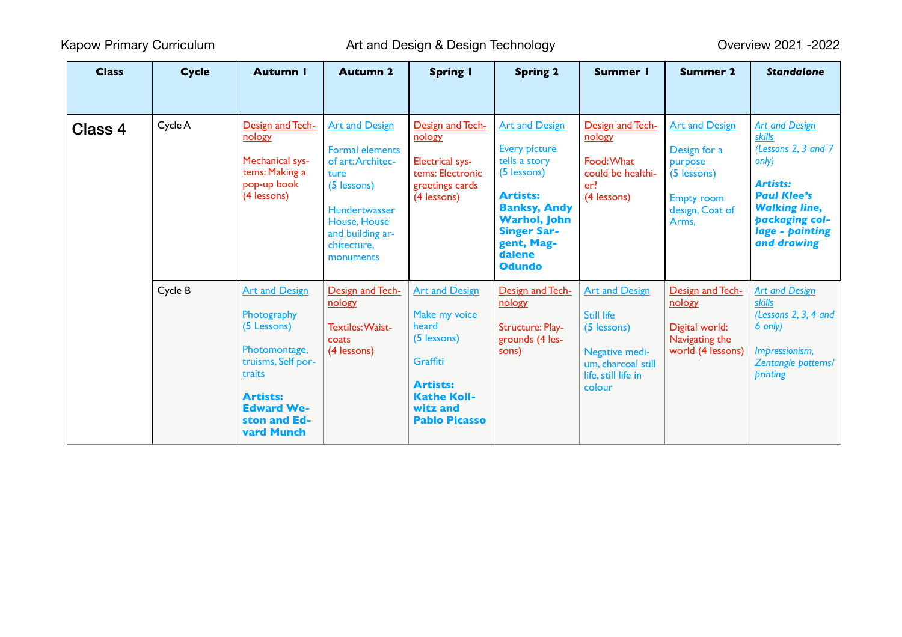Kapow Primary Curriculum — Art and Design & Design Technology — Overview 2021 -2022

| Class | Cycle | Autumn 1 | Autumn 2 | Spring 1 | Spring 2 | Summer 1 | Summer 2 | *Standalone* |
|---|---|---|---|---|---|---|---|---|
| **Class 4** | Cycle A | Design and Technology<br><br>Mechanical systems: Making a pop-up book (4 lessons) | Art and Design<br><br>Formal elements of art: Architecture (5 lessons)<br><br>Hundertwasser House, House and building architecture, monuments | Design and Technology<br><br>Electrical systems: Electronic greetings cards (4 lessons) | Art and Design<br><br>Every picture tells a story (5 lessons)<br><br>**Artists: Banksy, Andy Warhol, John Singer Sargent, Magdalene Odundo** | Design and Technology<br><br>Food: What could be healthier? (4 lessons) | Art and Design<br><br>Design for a purpose (5 lessons)<br><br>Empty room design, Coat of Arms, | *Art and Design skills (Lessons 2, 3 and 7 only)*<br><br>***Artists: Paul Klee's Walking line, packaging collage - painting and drawing*** |
| | Cycle B | Art and Design<br><br>Photography (5 Lessons)<br><br>Photomontage, truisms, Self portraits<br><br>**Artists: Edward Weston and Edvard Munch** | Design and Technology<br><br>Textiles: Waistcoats (4 lessons) | Art and Design<br><br>Make my voice heard (5 lessons)<br><br>Graffiti<br><br>**Artists: Kathe Kollwitz and Pablo Picasso** | Design and Technology<br><br>Structure: Playgrounds (4 lessons) | Art and Design<br><br>Still life (5 lessons)<br><br>Negative medium, charcoal still life, still life in colour | Design and Technology<br><br>Digital world: Navigating the world (4 lessons) | *Art and Design skills (Lessons 2, 3, 4 and 6 only)*<br><br>*Impressionism, Zentangle patterns/ printing* |